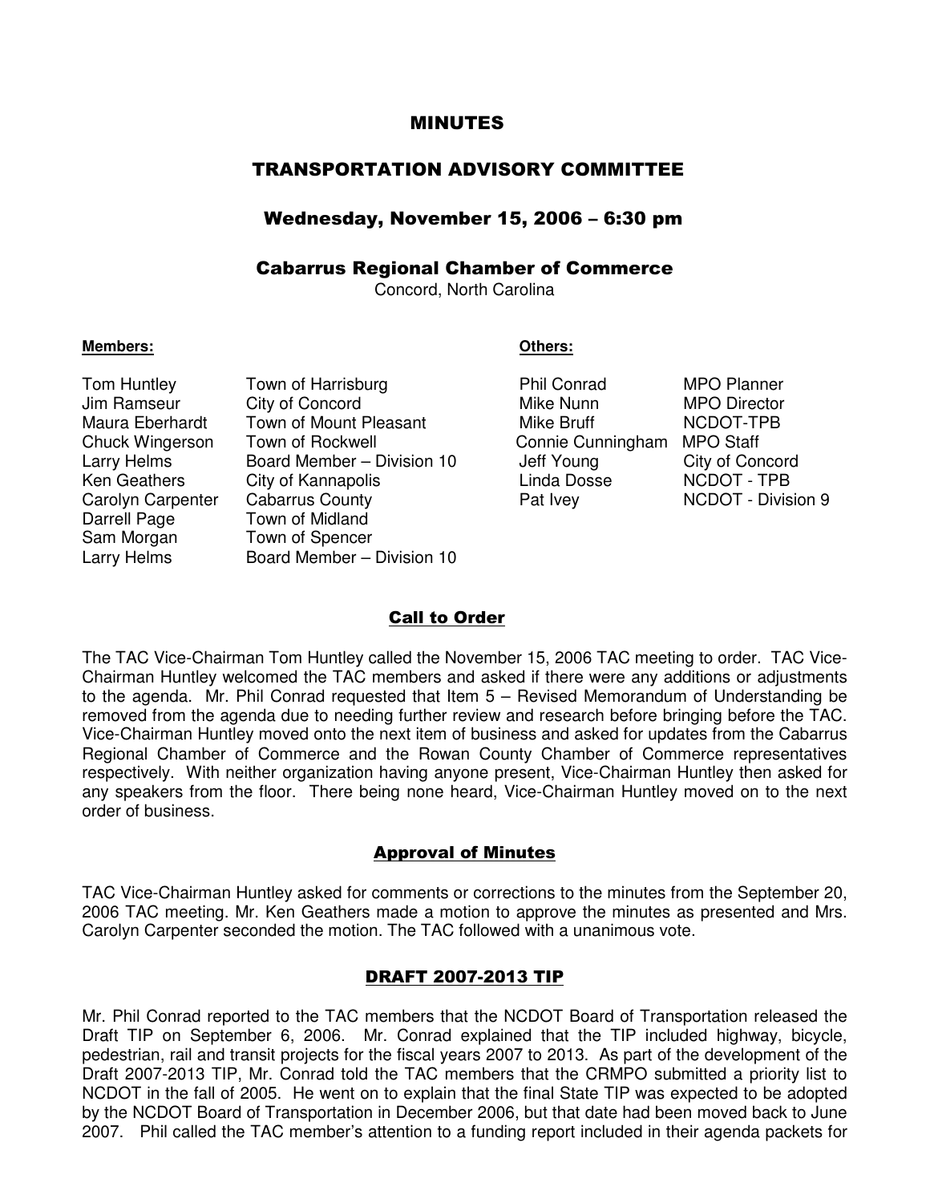# MINUTES

## TRANSPORTATION ADVISORY COMMITTEE

### Wednesday, November 15, 2006 – 6:30 pm

### Cabarrus Regional Chamber of Commerce

Concord, North Carolina

**Members:**

| | |
|---|---|
| Tom Huntley | Town of Harrisburg |
| Jim Ramseur | City of Concord |
| Maura Eberhardt | Town of Mount Pleasant |
| Chuck Wingerson | Town of Rockwell |
| Larry Helms | Board Member – Division 10 |
| Ken Geathers | City of Kannapolis |
| Carolyn Carpenter | Cabarrus County |
| Darrell Page | Town of Midland |
| Sam Morgan | Town of Spencer |
| Larry Helms | Board Member – Division 10 |

**Others:**

| | |
|---|---|
| Phil Conrad | MPO Planner |
| Mike Nunn | MPO Director |
| Mike Bruff | NCDOT-TPB |
| Connie Cunningham | MPO Staff |
| Jeff Young | City of Concord |
| Linda Dosse | NCDOT - TPB |
| Pat Ivey | NCDOT - Division 9 |

### Call to Order

The TAC Vice-Chairman Tom Huntley called the November 15, 2006 TAC meeting to order. TAC Vice-Chairman Huntley welcomed the TAC members and asked if there were any additions or adjustments to the agenda. Mr. Phil Conrad requested that Item 5 – Revised Memorandum of Understanding be removed from the agenda due to needing further review and research before bringing before the TAC. Vice-Chairman Huntley moved onto the next item of business and asked for updates from the Cabarrus Regional Chamber of Commerce and the Rowan County Chamber of Commerce representatives respectively. With neither organization having anyone present, Vice-Chairman Huntley then asked for any speakers from the floor. There being none heard, Vice-Chairman Huntley moved on to the next order of business.

### Approval of Minutes

TAC Vice-Chairman Huntley asked for comments or corrections to the minutes from the September 20, 2006 TAC meeting. Mr. Ken Geathers made a motion to approve the minutes as presented and Mrs. Carolyn Carpenter seconded the motion. The TAC followed with a unanimous vote.

### DRAFT 2007-2013 TIP

Mr. Phil Conrad reported to the TAC members that the NCDOT Board of Transportation released the Draft TIP on September 6, 2006. Mr. Conrad explained that the TIP included highway, bicycle, pedestrian, rail and transit projects for the fiscal years 2007 to 2013. As part of the development of the Draft 2007-2013 TIP, Mr. Conrad told the TAC members that the CRMPO submitted a priority list to NCDOT in the fall of 2005. He went on to explain that the final State TIP was expected to be adopted by the NCDOT Board of Transportation in December 2006, but that date had been moved back to June 2007. Phil called the TAC member's attention to a funding report included in their agenda packets for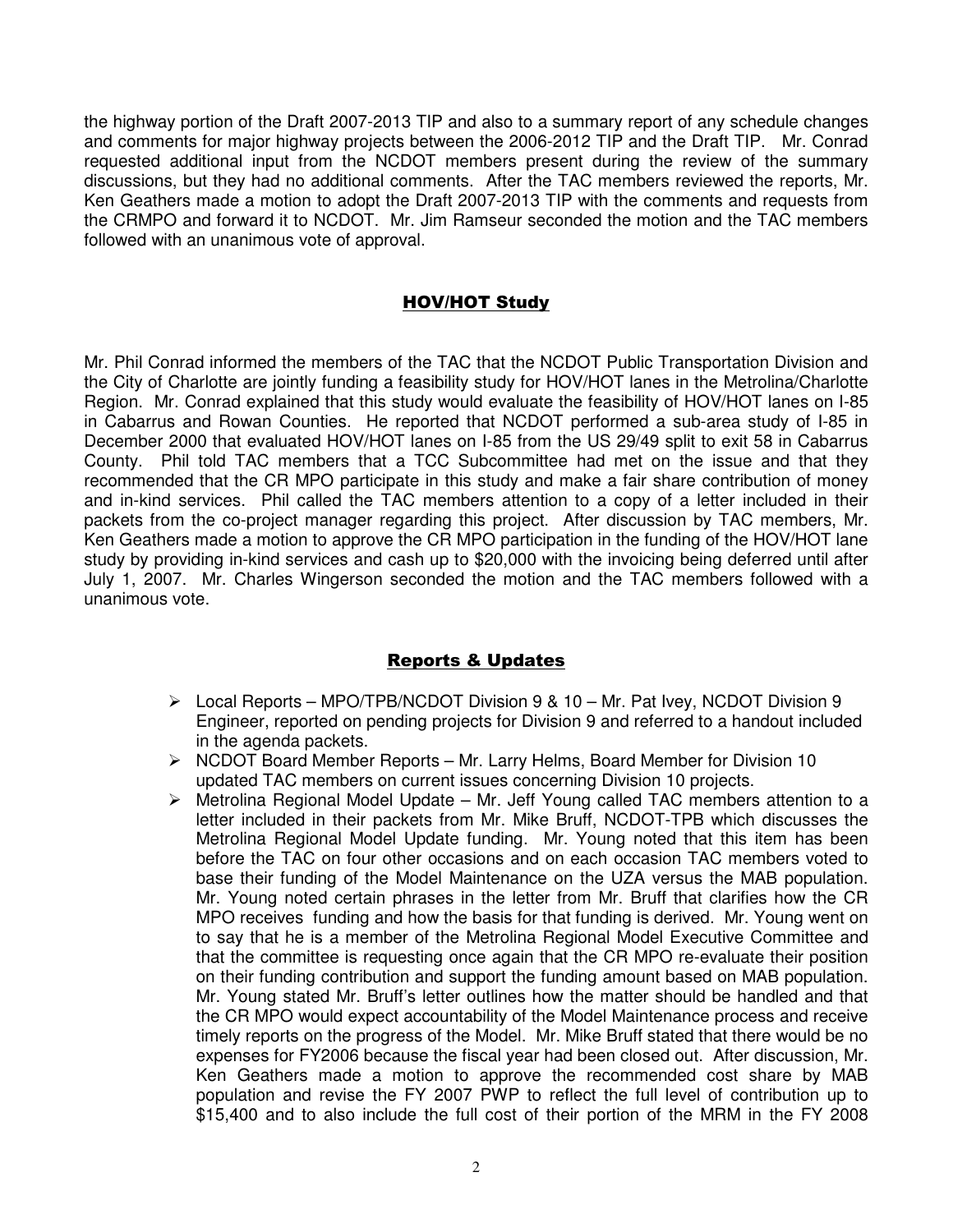the highway portion of the Draft 2007-2013 TIP and also to a summary report of any schedule changes and comments for major highway projects between the 2006-2012 TIP and the Draft TIP. Mr. Conrad requested additional input from the NCDOT members present during the review of the summary discussions, but they had no additional comments. After the TAC members reviewed the reports, Mr. Ken Geathers made a motion to adopt the Draft 2007-2013 TIP with the comments and requests from the CRMPO and forward it to NCDOT. Mr. Jim Ramseur seconded the motion and the TAC members followed with an unanimous vote of approval.

## HOV/HOT Study

Mr. Phil Conrad informed the members of the TAC that the NCDOT Public Transportation Division and the City of Charlotte are jointly funding a feasibility study for HOV/HOT lanes in the Metrolina/Charlotte Region. Mr. Conrad explained that this study would evaluate the feasibility of HOV/HOT lanes on I-85 in Cabarrus and Rowan Counties. He reported that NCDOT performed a sub-area study of I-85 in December 2000 that evaluated HOV/HOT lanes on I-85 from the US 29/49 split to exit 58 in Cabarrus County. Phil told TAC members that a TCC Subcommittee had met on the issue and that they recommended that the CR MPO participate in this study and make a fair share contribution of money and in-kind services. Phil called the TAC members attention to a copy of a letter included in their packets from the co-project manager regarding this project. After discussion by TAC members, Mr. Ken Geathers made a motion to approve the CR MPO participation in the funding of the HOV/HOT lane study by providing in-kind services and cash up to $20,000 with the invoicing being deferred until after July 1, 2007. Mr. Charles Wingerson seconded the motion and the TAC members followed with a unanimous vote.

## Reports & Updates

- Local Reports – MPO/TPB/NCDOT Division 9 & 10 – Mr. Pat Ivey, NCDOT Division 9 Engineer, reported on pending projects for Division 9 and referred to a handout included in the agenda packets.
- NCDOT Board Member Reports – Mr. Larry Helms, Board Member for Division 10 updated TAC members on current issues concerning Division 10 projects.
- Metrolina Regional Model Update – Mr. Jeff Young called TAC members attention to a letter included in their packets from Mr. Mike Bruff, NCDOT-TPB which discusses the Metrolina Regional Model Update funding. Mr. Young noted that this item has been before the TAC on four other occasions and on each occasion TAC members voted to base their funding of the Model Maintenance on the UZA versus the MAB population. Mr. Young noted certain phrases in the letter from Mr. Bruff that clarifies how the CR MPO receives funding and how the basis for that funding is derived. Mr. Young went on to say that he is a member of the Metrolina Regional Model Executive Committee and that the committee is requesting once again that the CR MPO re-evaluate their position on their funding contribution and support the funding amount based on MAB population. Mr. Young stated Mr. Bruff's letter outlines how the matter should be handled and that the CR MPO would expect accountability of the Model Maintenance process and receive timely reports on the progress of the Model. Mr. Mike Bruff stated that there would be no expenses for FY2006 because the fiscal year had been closed out. After discussion, Mr. Ken Geathers made a motion to approve the recommended cost share by MAB population and revise the FY 2007 PWP to reflect the full level of contribution up to $15,400 and to also include the full cost of their portion of the MRM in the FY 2008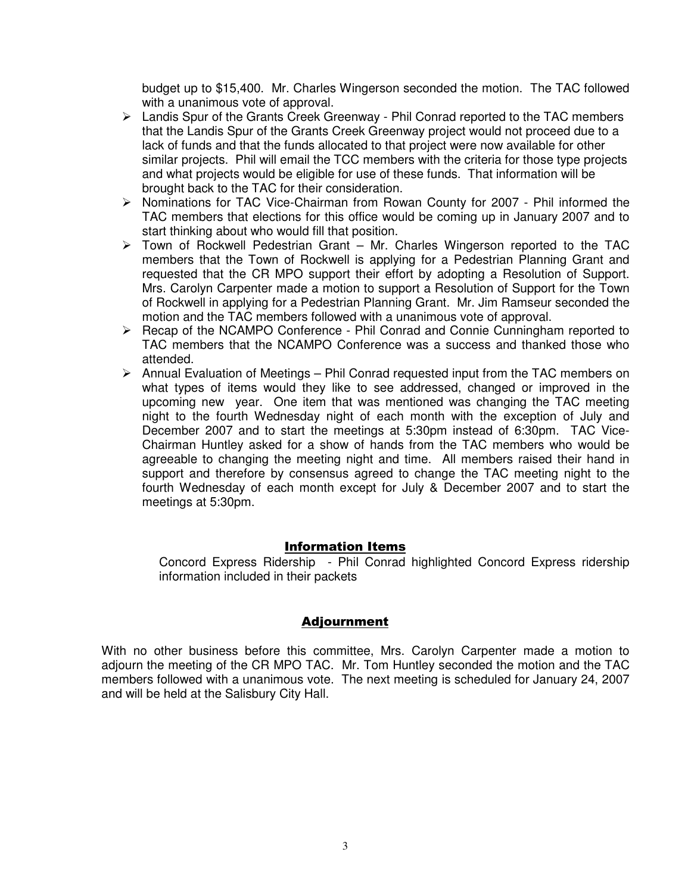budget up to $15,400. Mr. Charles Wingerson seconded the motion. The TAC followed with a unanimous vote of approval.

- Landis Spur of the Grants Creek Greenway - Phil Conrad reported to the TAC members that the Landis Spur of the Grants Creek Greenway project would not proceed due to a lack of funds and that the funds allocated to that project were now available for other similar projects. Phil will email the TCC members with the criteria for those type projects and what projects would be eligible for use of these funds. That information will be brought back to the TAC for their consideration.
- Nominations for TAC Vice-Chairman from Rowan County for 2007 - Phil informed the TAC members that elections for this office would be coming up in January 2007 and to start thinking about who would fill that position.
- Town of Rockwell Pedestrian Grant – Mr. Charles Wingerson reported to the TAC members that the Town of Rockwell is applying for a Pedestrian Planning Grant and requested that the CR MPO support their effort by adopting a Resolution of Support. Mrs. Carolyn Carpenter made a motion to support a Resolution of Support for the Town of Rockwell in applying for a Pedestrian Planning Grant. Mr. Jim Ramseur seconded the motion and the TAC members followed with a unanimous vote of approval.
- Recap of the NCAMPO Conference - Phil Conrad and Connie Cunningham reported to TAC members that the NCAMPO Conference was a success and thanked those who attended.
- Annual Evaluation of Meetings – Phil Conrad requested input from the TAC members on what types of items would they like to see addressed, changed or improved in the upcoming new year. One item that was mentioned was changing the TAC meeting night to the fourth Wednesday night of each month with the exception of July and December 2007 and to start the meetings at 5:30pm instead of 6:30pm. TAC Vice-Chairman Huntley asked for a show of hands from the TAC members who would be agreeable to changing the meeting night and time. All members raised their hand in support and therefore by consensus agreed to change the TAC meeting night to the fourth Wednesday of each month except for July & December 2007 and to start the meetings at 5:30pm.

## Information Items

Concord Express Ridership - Phil Conrad highlighted Concord Express ridership information included in their packets

## Adjournment

With no other business before this committee, Mrs. Carolyn Carpenter made a motion to adjourn the meeting of the CR MPO TAC. Mr. Tom Huntley seconded the motion and the TAC members followed with a unanimous vote. The next meeting is scheduled for January 24, 2007 and will be held at the Salisbury City Hall.